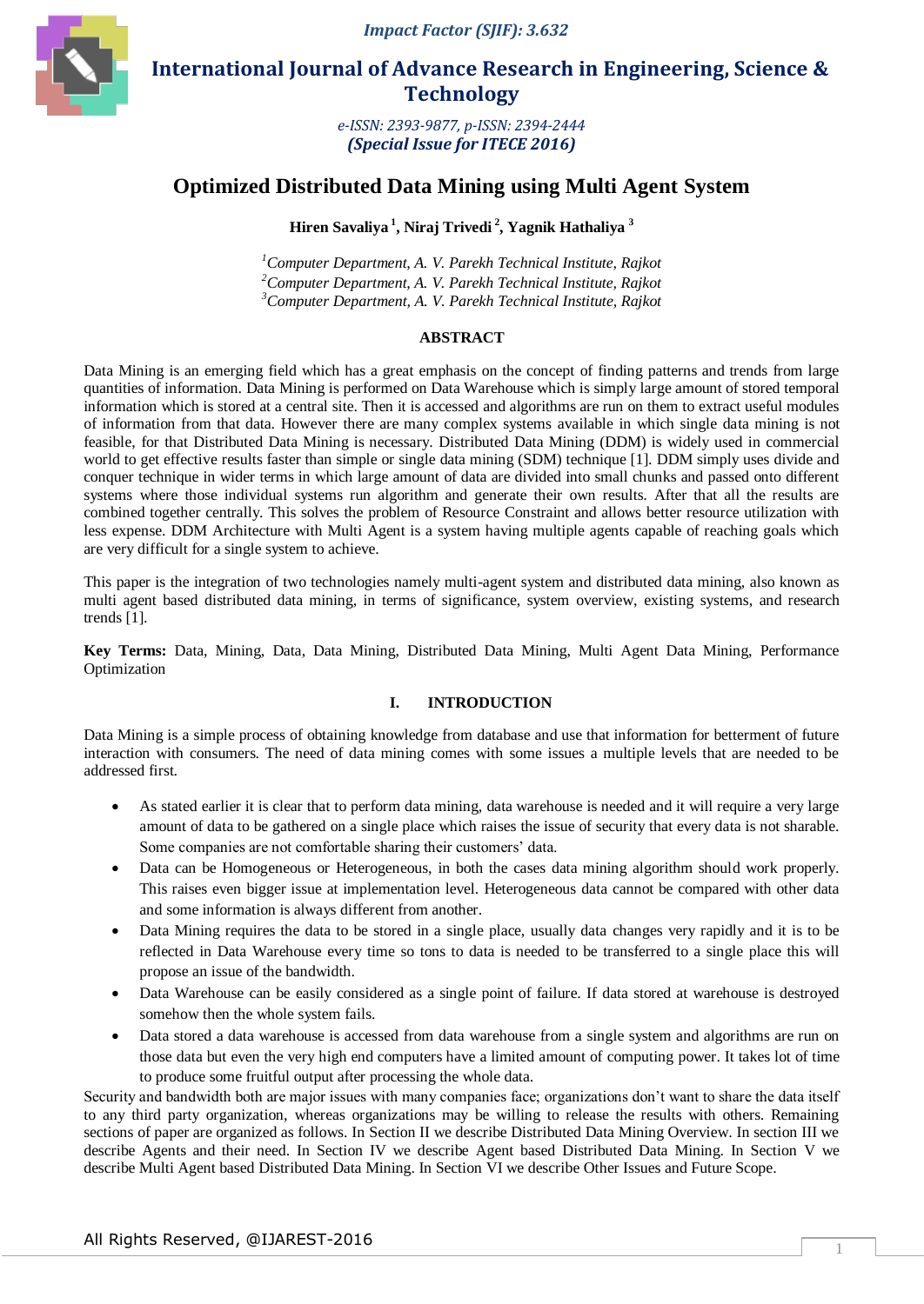# Optimized Distributed Data Mining using Multi Agent System

**Hiren Savaliya [1], Niraj Trivedi [2], Yagnik Hathaliya [3]**

[1] *Computer Department, A. V. Parekh Technical Institute, Rajkot*
[2] *Computer Department, A. V. Parekh Technical Institute, Rajkot*
[3] *Computer Department, A. V. Parekh Technical Institute, Rajkot*

## ABSTRACT

Data Mining is an emerging field which has a great emphasis on the concept of finding patterns and trends from large quantities of information. Data Mining is performed on Data Warehouse which is simply large amount of stored temporal information which is stored at a central site. Then it is accessed and algorithms are run on them to extract useful modules of information from that data. However there are many complex systems available in which single data mining is not feasible, for that Distributed Data Mining is necessary. Distributed Data Mining (DDM) is widely used in commercial world to get effective results faster than simple or single data mining (SDM) technique [1]. DDM simply uses divide and conquer technique in wider terms in which large amount of data are divided into small chunks and passed onto different systems where those individual systems run algorithm and generate their own results. After that all the results are combined together centrally. This solves the problem of Resource Constraint and allows better resource utilization with less expense. DDM Architecture with Multi Agent is a system having multiple agents capable of reaching goals which are very difficult for a single system to achieve.

This paper is the integration of two technologies namely multi-agent system and distributed data mining, also known as multi agent based distributed data mining, in terms of significance, system overview, existing systems, and research trends [1].

**Key Terms:** Data, Mining, Data, Data Mining, Distributed Data Mining, Multi Agent Data Mining, Performance Optimization

## I. INTRODUCTION

Data Mining is a simple process of obtaining knowledge from database and use that information for betterment of future interaction with consumers. The need of data mining comes with some issues a multiple levels that are needed to be addressed first.

- As stated earlier it is clear that to perform data mining, data warehouse is needed and it will require a very large amount of data to be gathered on a single place which raises the issue of security that every data is not sharable. Some companies are not comfortable sharing their customers' data.
- Data can be Homogeneous or Heterogeneous, in both the cases data mining algorithm should work properly. This raises even bigger issue at implementation level. Heterogeneous data cannot be compared with other data and some information is always different from another.
- Data Mining requires the data to be stored in a single place, usually data changes very rapidly and it is to be reflected in Data Warehouse every time so tons to data is needed to be transferred to a single place this will propose an issue of the bandwidth.
- Data Warehouse can be easily considered as a single point of failure. If data stored at warehouse is destroyed somehow then the whole system fails.
- Data stored a data warehouse is accessed from data warehouse from a single system and algorithms are run on those data but even the very high end computers have a limited amount of computing power. It takes lot of time to produce some fruitful output after processing the whole data.

Security and bandwidth both are major issues with many companies face; organizations don't want to share the data itself to any third party organization, whereas organizations may be willing to release the results with others. Remaining sections of paper are organized as follows. In Section II we describe Distributed Data Mining Overview. In section III we describe Agents and their need. In Section IV we describe Agent based Distributed Data Mining. In Section V we describe Multi Agent based Distributed Data Mining. In Section VI we describe Other Issues and Future Scope.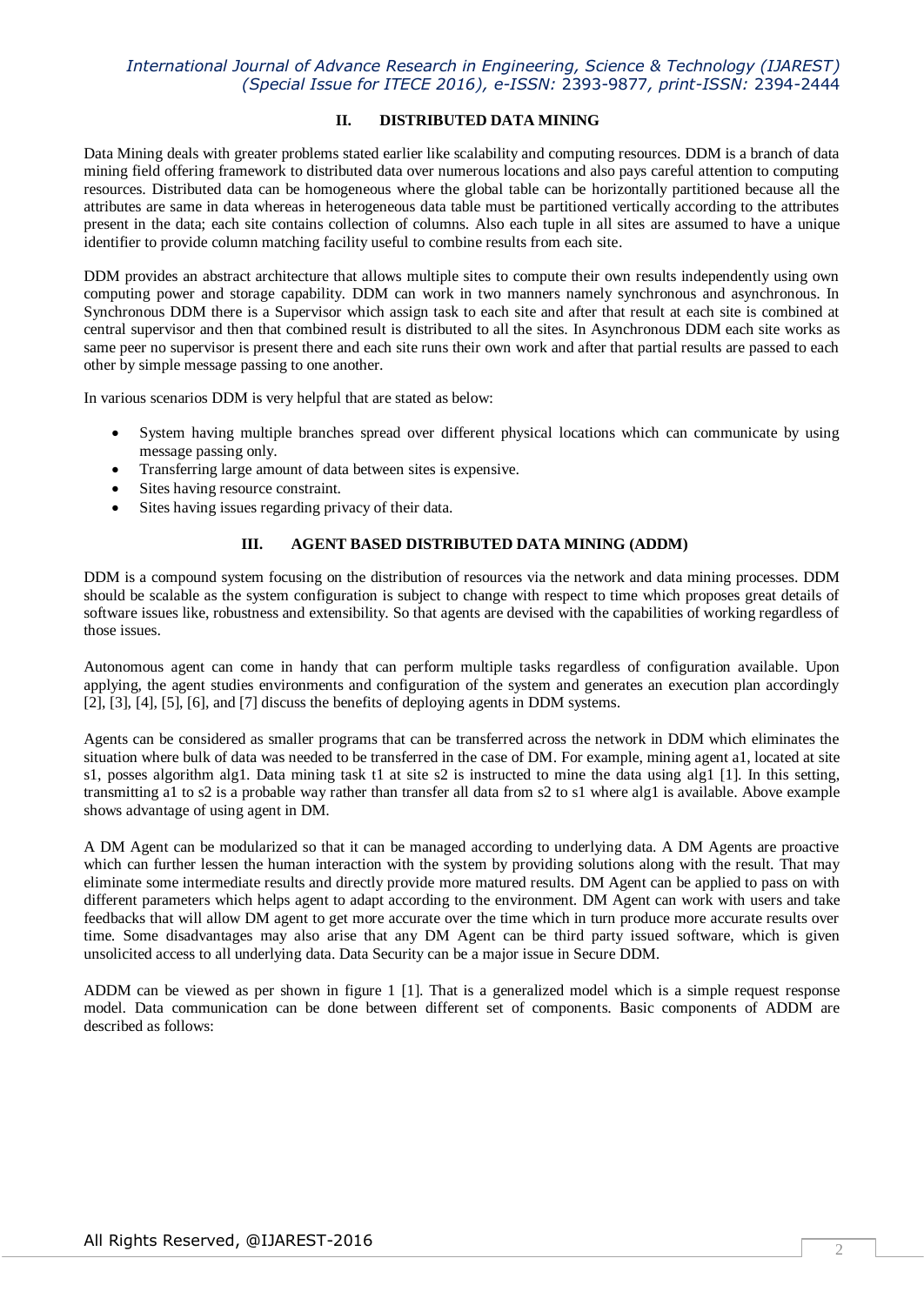## II. DISTRIBUTED DATA MINING

Data Mining deals with greater problems stated earlier like scalability and computing resources. DDM is a branch of data mining field offering framework to distributed data over numerous locations and also pays careful attention to computing resources. Distributed data can be homogeneous where the global table can be horizontally partitioned because all the attributes are same in data whereas in heterogeneous data table must be partitioned vertically according to the attributes present in the data; each site contains collection of columns. Also each tuple in all sites are assumed to have a unique identifier to provide column matching facility useful to combine results from each site.

DDM provides an abstract architecture that allows multiple sites to compute their own results independently using own computing power and storage capability. DDM can work in two manners namely synchronous and asynchronous. In Synchronous DDM there is a Supervisor which assign task to each site and after that result at each site is combined at central supervisor and then that combined result is distributed to all the sites. In Asynchronous DDM each site works as same peer no supervisor is present there and each site runs their own work and after that partial results are passed to each other by simple message passing to one another.

In various scenarios DDM is very helpful that are stated as below:

- System having multiple branches spread over different physical locations which can communicate by using message passing only.
- Transferring large amount of data between sites is expensive.
- Sites having resource constraint.
- Sites having issues regarding privacy of their data.

## III. AGENT BASED DISTRIBUTED DATA MINING (ADDM)

DDM is a compound system focusing on the distribution of resources via the network and data mining processes. DDM should be scalable as the system configuration is subject to change with respect to time which proposes great details of software issues like, robustness and extensibility. So that agents are devised with the capabilities of working regardless of those issues.

Autonomous agent can come in handy that can perform multiple tasks regardless of configuration available. Upon applying, the agent studies environments and configuration of the system and generates an execution plan accordingly [2], [3], [4], [5], [6], and [7] discuss the benefits of deploying agents in DDM systems.

Agents can be considered as smaller programs that can be transferred across the network in DDM which eliminates the situation where bulk of data was needed to be transferred in the case of DM. For example, mining agent a1, located at site s1, posses algorithm alg1. Data mining task t1 at site s2 is instructed to mine the data using alg1 [1]. In this setting, transmitting a1 to s2 is a probable way rather than transfer all data from s2 to s1 where alg1 is available. Above example shows advantage of using agent in DM.

A DM Agent can be modularized so that it can be managed according to underlying data. A DM Agents are proactive which can further lessen the human interaction with the system by providing solutions along with the result. That may eliminate some intermediate results and directly provide more matured results. DM Agent can be applied to pass on with different parameters which helps agent to adapt according to the environment. DM Agent can work with users and take feedbacks that will allow DM agent to get more accurate over the time which in turn produce more accurate results over time. Some disadvantages may also arise that any DM Agent can be third party issued software, which is given unsolicited access to all underlying data. Data Security can be a major issue in Secure DDM.

ADDM can be viewed as per shown in figure 1 [1]. That is a generalized model which is a simple request response model. Data communication can be done between different set of components. Basic components of ADDM are described as follows: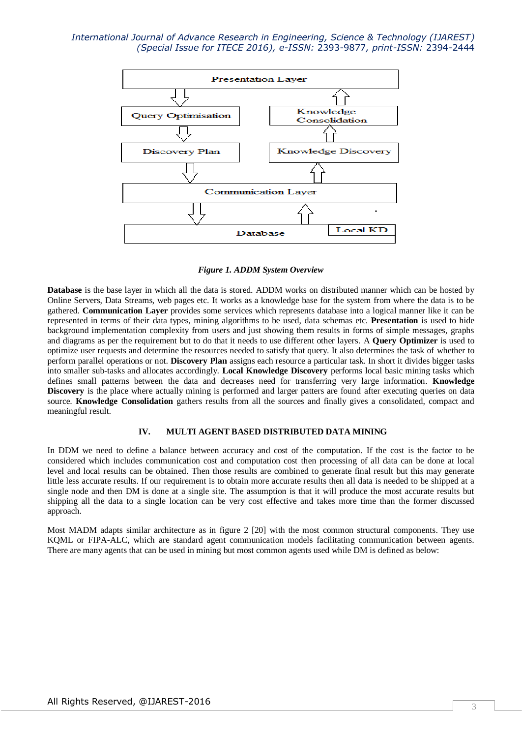*Figure 1. ADDM System Overview*

**Database** is the base layer in which all the data is stored. ADDM works on distributed manner which can be hosted by Online Servers, Data Streams, web pages etc. It works as a knowledge base for the system from where the data is to be gathered. **Communication Layer** provides some services which represents database into a logical manner like it can be represented in terms of their data types, mining algorithms to be used, data schemas etc. **Presentation** is used to hide background implementation complexity from users and just showing them results in forms of simple messages, graphs and diagrams as per the requirement but to do that it needs to use different other layers. A **Query Optimizer** is used to optimize user requests and determine the resources needed to satisfy that query. It also determines the task of whether to perform parallel operations or not. **Discovery Plan** assigns each resource a particular task. In short it divides bigger tasks into smaller sub-tasks and allocates accordingly. **Local Knowledge Discovery** performs local basic mining tasks which defines small patterns between the data and decreases need for transferring very large information. **Knowledge Discovery** is the place where actually mining is performed and larger patters are found after executing queries on data source. **Knowledge Consolidation** gathers results from all the sources and finally gives a consolidated, compact and meaningful result.

## IV. MULTI AGENT BASED DISTRIBUTED DATA MINING

In DDM we need to define a balance between accuracy and cost of the computation. If the cost is the factor to be considered which includes communication cost and computation cost then processing of all data can be done at local level and local results can be obtained. Then those results are combined to generate final result but this may generate little less accurate results. If our requirement is to obtain more accurate results then all data is needed to be shipped at a single node and then DM is done at a single site. The assumption is that it will produce the most accurate results but shipping all the data to a single location can be very cost effective and takes more time than the former discussed approach.

Most MADM adapts similar architecture as in figure 2 [20] with the most common structural components. They use KQML or FIPA-ALC, which are standard agent communication models facilitating communication between agents. There are many agents that can be used in mining but most common agents used while DM is defined as below: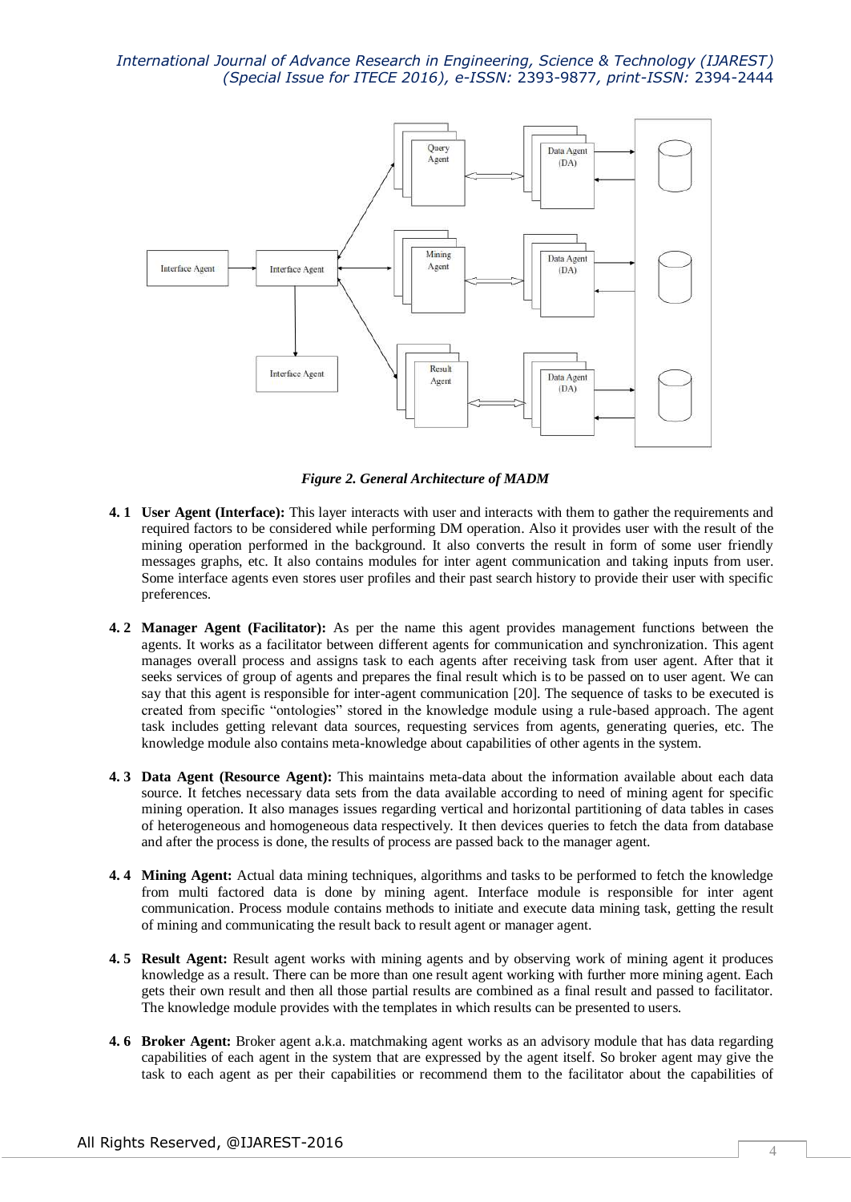*Figure 2. General Architecture of MADM*

**4. 1 User Agent (Interface):** This layer interacts with user and interacts with them to gather the requirements and required factors to be considered while performing DM operation. Also it provides user with the result of the mining operation performed in the background. It also converts the result in form of some user friendly messages graphs, etc. It also contains modules for inter agent communication and taking inputs from user. Some interface agents even stores user profiles and their past search history to provide their user with specific preferences.

**4. 2 Manager Agent (Facilitator):** As per the name this agent provides management functions between the agents. It works as a facilitator between different agents for communication and synchronization. This agent manages overall process and assigns task to each agents after receiving task from user agent. After that it seeks services of group of agents and prepares the final result which is to be passed on to user agent. We can say that this agent is responsible for inter-agent communication [20]. The sequence of tasks to be executed is created from specific "ontologies" stored in the knowledge module using a rule-based approach. The agent task includes getting relevant data sources, requesting services from agents, generating queries, etc. The knowledge module also contains meta-knowledge about capabilities of other agents in the system.

**4. 3 Data Agent (Resource Agent):** This maintains meta-data about the information available about each data source. It fetches necessary data sets from the data available according to need of mining agent for specific mining operation. It also manages issues regarding vertical and horizontal partitioning of data tables in cases of heterogeneous and homogeneous data respectively. It then devices queries to fetch the data from database and after the process is done, the results of process are passed back to the manager agent.

**4. 4 Mining Agent:** Actual data mining techniques, algorithms and tasks to be performed to fetch the knowledge from multi factored data is done by mining agent. Interface module is responsible for inter agent communication. Process module contains methods to initiate and execute data mining task, getting the result of mining and communicating the result back to result agent or manager agent.

**4. 5 Result Agent:** Result agent works with mining agents and by observing work of mining agent it produces knowledge as a result. There can be more than one result agent working with further more mining agent. Each gets their own result and then all those partial results are combined as a final result and passed to facilitator. The knowledge module provides with the templates in which results can be presented to users.

**4. 6 Broker Agent:** Broker agent a.k.a. matchmaking agent works as an advisory module that has data regarding capabilities of each agent in the system that are expressed by the agent itself. So broker agent may give the task to each agent as per their capabilities or recommend them to the facilitator about the capabilities of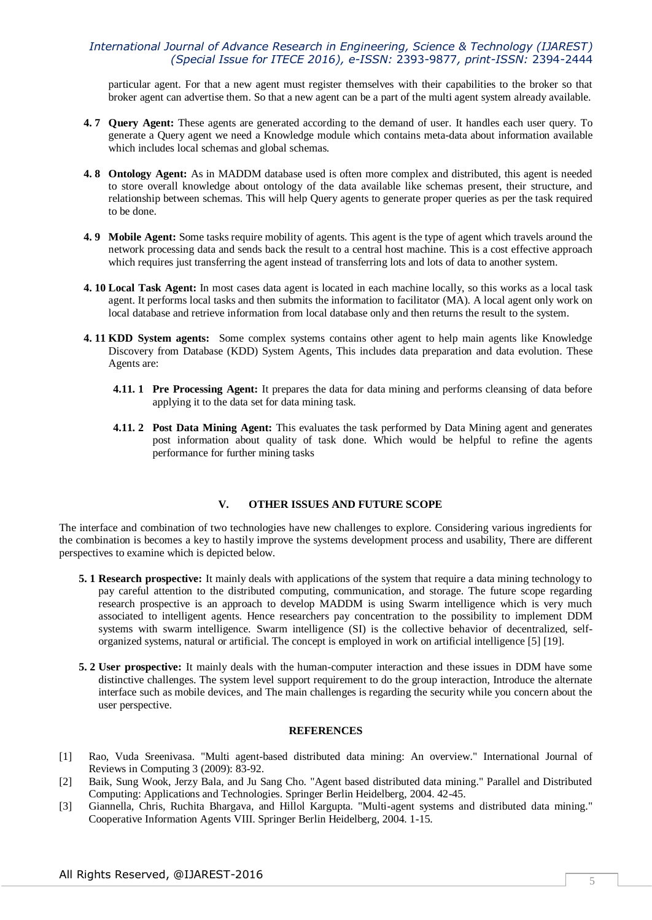particular agent. For that a new agent must register themselves with their capabilities to the broker so that broker agent can advertise them. So that a new agent can be a part of the multi agent system already available.

**4. 7 Query Agent:** These agents are generated according to the demand of user. It handles each user query. To generate a Query agent we need a Knowledge module which contains meta-data about information available which includes local schemas and global schemas.

**4. 8 Ontology Agent:** As in MADDM database used is often more complex and distributed, this agent is needed to store overall knowledge about ontology of the data available like schemas present, their structure, and relationship between schemas. This will help Query agents to generate proper queries as per the task required to be done.

**4. 9 Mobile Agent:** Some tasks require mobility of agents. This agent is the type of agent which travels around the network processing data and sends back the result to a central host machine. This is a cost effective approach which requires just transferring the agent instead of transferring lots and lots of data to another system.

**4. 10 Local Task Agent:** In most cases data agent is located in each machine locally, so this works as a local task agent. It performs local tasks and then submits the information to facilitator (MA). A local agent only work on local database and retrieve information from local database only and then returns the result to the system.

**4. 11 KDD System agents:** Some complex systems contains other agent to help main agents like Knowledge Discovery from Database (KDD) System Agents, This includes data preparation and data evolution. These Agents are:

**4.11. 1 Pre Processing Agent:** It prepares the data for data mining and performs cleansing of data before applying it to the data set for data mining task.

**4.11. 2 Post Data Mining Agent:** This evaluates the task performed by Data Mining agent and generates post information about quality of task done. Which would be helpful to refine the agents performance for further mining tasks

## V. OTHER ISSUES AND FUTURE SCOPE

The interface and combination of two technologies have new challenges to explore. Considering various ingredients for the combination is becomes a key to hastily improve the systems development process and usability, There are different perspectives to examine which is depicted below.

**5. 1 Research prospective:** It mainly deals with applications of the system that require a data mining technology to pay careful attention to the distributed computing, communication, and storage. The future scope regarding research prospective is an approach to develop MADDM is using Swarm intelligence which is very much associated to intelligent agents. Hence researchers pay concentration to the possibility to implement DDM systems with swarm intelligence. Swarm intelligence (SI) is the collective behavior of decentralized, self-organized systems, natural or artificial. The concept is employed in work on artificial intelligence [5] [19].

**5. 2 User prospective:** It mainly deals with the human-computer interaction and these issues in DDM have some distinctive challenges. The system level support requirement to do the group interaction, Introduce the alternate interface such as mobile devices, and The main challenges is regarding the security while you concern about the user perspective.

## REFERENCES

[1] Rao, Vuda Sreenivasa. "Multi agent-based distributed data mining: An overview." International Journal of Reviews in Computing 3 (2009): 83-92.

[2] Baik, Sung Wook, Jerzy Bala, and Ju Sang Cho. "Agent based distributed data mining." Parallel and Distributed Computing: Applications and Technologies. Springer Berlin Heidelberg, 2004. 42-45.

[3] Giannella, Chris, Ruchita Bhargava, and Hillol Kargupta. "Multi-agent systems and distributed data mining." Cooperative Information Agents VIII. Springer Berlin Heidelberg, 2004. 1-15.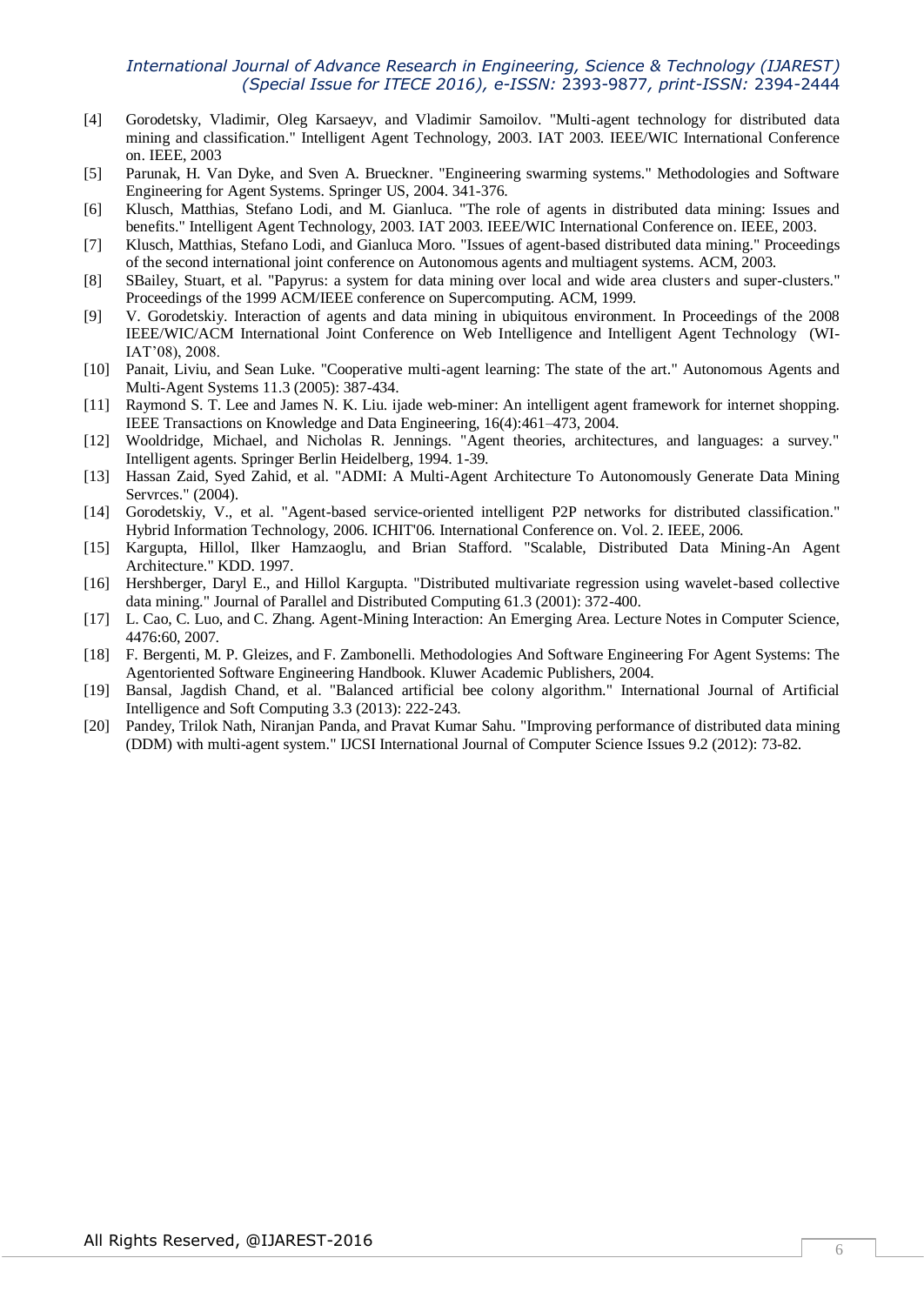[4] Gorodetsky, Vladimir, Oleg Karsaeyv, and Vladimir Samoilov. "Multi-agent technology for distributed data mining and classification." Intelligent Agent Technology, 2003. IAT 2003. IEEE/WIC International Conference on. IEEE, 2003

[5] Parunak, H. Van Dyke, and Sven A. Brueckner. "Engineering swarming systems." Methodologies and Software Engineering for Agent Systems. Springer US, 2004. 341-376.

[6] Klusch, Matthias, Stefano Lodi, and M. Gianluca. "The role of agents in distributed data mining: Issues and benefits." Intelligent Agent Technology, 2003. IAT 2003. IEEE/WIC International Conference on. IEEE, 2003.

[7] Klusch, Matthias, Stefano Lodi, and Gianluca Moro. "Issues of agent-based distributed data mining." Proceedings of the second international joint conference on Autonomous agents and multiagent systems. ACM, 2003.

[8] SBailey, Stuart, et al. "Papyrus: a system for data mining over local and wide area clusters and super-clusters." Proceedings of the 1999 ACM/IEEE conference on Supercomputing. ACM, 1999.

[9] V. Gorodetskiy. Interaction of agents and data mining in ubiquitous environment. In Proceedings of the 2008 IEEE/WIC/ACM International Joint Conference on Web Intelligence and Intelligent Agent Technology (WI-IAT'08), 2008.

[10] Panait, Liviu, and Sean Luke. "Cooperative multi-agent learning: The state of the art." Autonomous Agents and Multi-Agent Systems 11.3 (2005): 387-434.

[11] Raymond S. T. Lee and James N. K. Liu. ijade web-miner: An intelligent agent framework for internet shopping. IEEE Transactions on Knowledge and Data Engineering, 16(4):461–473, 2004.

[12] Wooldridge, Michael, and Nicholas R. Jennings. "Agent theories, architectures, and languages: a survey." Intelligent agents. Springer Berlin Heidelberg, 1994. 1-39.

[13] Hassan Zaid, Syed Zahid, et al. "ADMI: A Multi-Agent Architecture To Autonomously Generate Data Mining Servrces." (2004).

[14] Gorodetskiy, V., et al. "Agent-based service-oriented intelligent P2P networks for distributed classification." Hybrid Information Technology, 2006. ICHIT'06. International Conference on. Vol. 2. IEEE, 2006.

[15] Kargupta, Hillol, Ilker Hamzaoglu, and Brian Stafford. "Scalable, Distributed Data Mining-An Agent Architecture." KDD. 1997.

[16] Hershberger, Daryl E., and Hillol Kargupta. "Distributed multivariate regression using wavelet-based collective data mining." Journal of Parallel and Distributed Computing 61.3 (2001): 372-400.

[17] L. Cao, C. Luo, and C. Zhang. Agent-Mining Interaction: An Emerging Area. Lecture Notes in Computer Science, 4476:60, 2007.

[18] F. Bergenti, M. P. Gleizes, and F. Zambonelli. Methodologies And Software Engineering For Agent Systems: The Agentoriented Software Engineering Handbook. Kluwer Academic Publishers, 2004.

[19] Bansal, Jagdish Chand, et al. "Balanced artificial bee colony algorithm." International Journal of Artificial Intelligence and Soft Computing 3.3 (2013): 222-243.

[20] Pandey, Trilok Nath, Niranjan Panda, and Pravat Kumar Sahu. "Improving performance of distributed data mining (DDM) with multi-agent system." IJCSI International Journal of Computer Science Issues 9.2 (2012): 73-82.